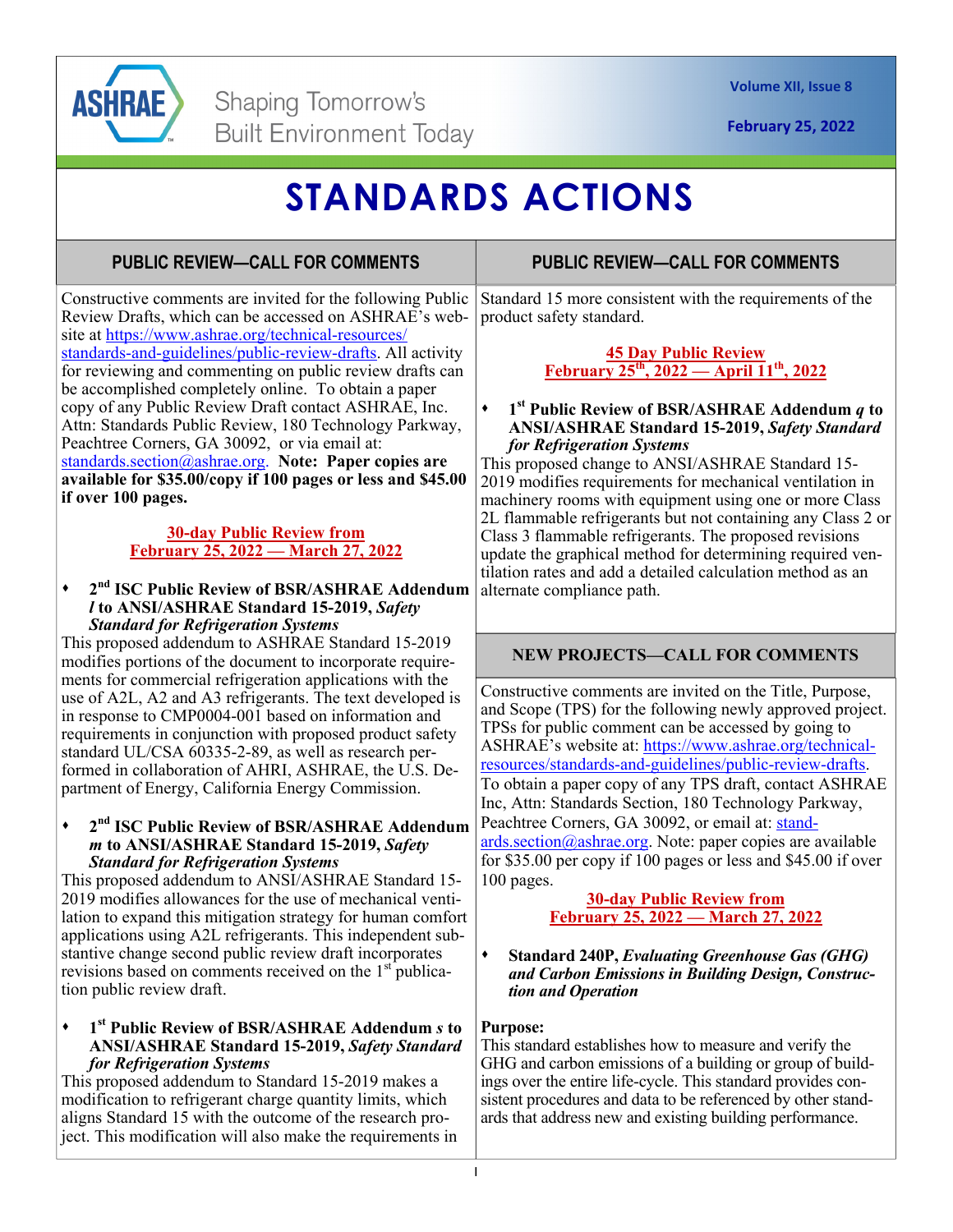ASHRAE

Shaping Tomorrow's Built Environment Today

# STANDARDS ACTIONS

## PUBLIC REVIEW—CALL FOR COMMENTS

Constructive comments are invited for the following Public Review Drafts, which can be accessed on ASHRAE's website at https://www.ashrae.org/technical-resources/standards-and-guidelines/public-review-drafts. All activity for reviewing and commenting on public review drafts can be accomplished completely online. To obtain a paper copy of any Public Review Draft contact ASHRAE, Inc. Attn: Standards Public Review, 180 Technology Parkway, Peachtree Corners, GA 30092, or via email at: standards.section@ashrae.org. **Note: Paper copies are available for $35.00/copy if 100 pages or less and $45.00 if over 100 pages.**

### 30-day Public Review from February 25, 2022 — March 27, 2022

- **2nd ISC Public Review of BSR/ASHRAE Addendum *l* to ANSI/ASHRAE Standard 15-2019, *Safety Standard for Refrigeration Systems***

This proposed addendum to ASHRAE Standard 15-2019 modifies portions of the document to incorporate requirements for commercial refrigeration applications with the use of A2L, A2 and A3 refrigerants. The text developed is in response to CMP0004-001 based on information and requirements in conjunction with proposed product safety standard UL/CSA 60335-2-89, as well as research performed in collaboration of AHRI, ASHRAE, the U.S. Department of Energy, California Energy Commission.

- **2nd ISC Public Review of BSR/ASHRAE Addendum *m* to ANSI/ASHRAE Standard 15-2019, *Safety Standard for Refrigeration Systems***

This proposed addendum to ANSI/ASHRAE Standard 15-2019 modifies allowances for the use of mechanical ventilation to expand this mitigation strategy for human comfort applications using A2L refrigerants. This independent substantive change second public review draft incorporates revisions based on comments received on the 1st publication public review draft.

- **1st Public Review of BSR/ASHRAE Addendum *s* to ANSI/ASHRAE Standard 15-2019, *Safety Standard for Refrigeration Systems***

This proposed addendum to Standard 15-2019 makes a modification to refrigerant charge quantity limits, which aligns Standard 15 with the outcome of the research project. This modification will also make the requirements in Standard 15 more consistent with the requirements of the product safety standard.

### 45 Day Public Review February 25th, 2022 — April 11th, 2022

- **1st Public Review of BSR/ASHRAE Addendum *q* to ANSI/ASHRAE Standard 15-2019, *Safety Standard for Refrigeration Systems***

This proposed change to ANSI/ASHRAE Standard 15-2019 modifies requirements for mechanical ventilation in machinery rooms with equipment using one or more Class 2L flammable refrigerants but not containing any Class 2 or Class 3 flammable refrigerants. The proposed revisions update the graphical method for determining required ventilation rates and add a detailed calculation method as an alternate compliance path.

## NEW PROJECTS—CALL FOR COMMENTS

Constructive comments are invited on the Title, Purpose, and Scope (TPS) for the following newly approved project. TPSs for public comment can be accessed by going to ASHRAE's website at: https://www.ashrae.org/technical-resources/standards-and-guidelines/public-review-drafts. To obtain a paper copy of any TPS draft, contact ASHRAE Inc, Attn: Standards Section, 180 Technology Parkway, Peachtree Corners, GA 30092, or email at: standards.section@ashrae.org. Note: paper copies are available for $35.00 per copy if 100 pages or less and $45.00 if over 100 pages.

### 30-day Public Review from February 25, 2022 — March 27, 2022

- **Standard 240P, *Evaluating Greenhouse Gas (GHG) and Carbon Emissions in Building Design, Construction and Operation***

**Purpose:**

This standard establishes how to measure and verify the GHG and carbon emissions of a building or group of buildings over the entire life-cycle. This standard provides consistent procedures and data to be referenced by other standards that address new and existing building performance.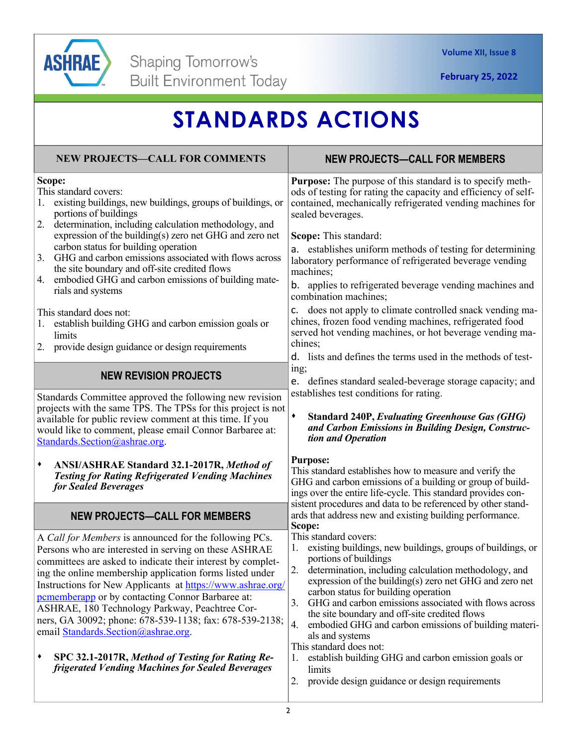# STANDARDS ACTIONS

## NEW PROJECTS—CALL FOR COMMENTS

**Scope:**
This standard covers:

1. existing buildings, new buildings, groups of buildings, or portions of buildings
2. determination, including calculation methodology, and expression of the building(s) zero net GHG and zero net carbon status for building operation
3. GHG and carbon emissions associated with flows across the site boundary and off-site credited flows
4. embodied GHG and carbon emissions of building materials and systems

This standard does not:

1. establish building GHG and carbon emission goals or limits
2. provide design guidance or design requirements

## NEW REVISION PROJECTS

Standards Committee approved the following new revision projects with the same TPS. The TPSs for this project is not available for public review comment at this time. If you would like to comment, please email Connor Barbaree at: Standards.Section@ashrae.org.

- **ANSI/ASHRAE Standard 32.1-2017R, *Method of Testing for Rating Refrigerated Vending Machines for Sealed Beverages***

## NEW PROJECTS—CALL FOR MEMBERS

A *Call for Members* is announced for the following PCs. Persons who are interested in serving on these ASHRAE committees are asked to indicate their interest by completing the online membership application forms listed under Instructions for New Applicants at https://www.ashrae.org/pcmemberapp or by contacting Connor Barbaree at: ASHRAE, 180 Technology Parkway, Peachtree Corners, GA 30092; phone: 678-539-1138; fax: 678-539-2138; email Standards.Section@ashrae.org.

- **SPC 32.1-2017R, *Method of Testing for Rating Refrigerated Vending Machines for Sealed Beverages***

## NEW PROJECTS—CALL FOR MEMBERS

**Purpose:** The purpose of this standard is to specify methods of testing for rating the capacity and efficiency of self-contained, mechanically refrigerated vending machines for sealed beverages.

**Scope:** This standard:

a. establishes uniform methods of testing for determining laboratory performance of refrigerated beverage vending machines;

b. applies to refrigerated beverage vending machines and combination machines;

c. does not apply to climate controlled snack vending machines, frozen food vending machines, refrigerated food served hot vending machines, or hot beverage vending machines;

d. lists and defines the terms used in the methods of testing;

e. defines standard sealed-beverage storage capacity; and establishes test conditions for rating.

- **Standard 240P, *Evaluating Greenhouse Gas (GHG) and Carbon Emissions in Building Design, Construction and Operation***

**Purpose:**
This standard establishes how to measure and verify the GHG and carbon emissions of a building or group of buildings over the entire life-cycle. This standard provides consistent procedures and data to be referenced by other standards that address new and existing building performance.

**Scope:**
This standard covers:

1. existing buildings, new buildings, groups of buildings, or portions of buildings
2. determination, including calculation methodology, and expression of the building(s) zero net GHG and zero net carbon status for building operation
3. GHG and carbon emissions associated with flows across the site boundary and off-site credited flows
4. embodied GHG and carbon emissions of building materials and systems

This standard does not:

1. establish building GHG and carbon emission goals or limits
2. provide design guidance or design requirements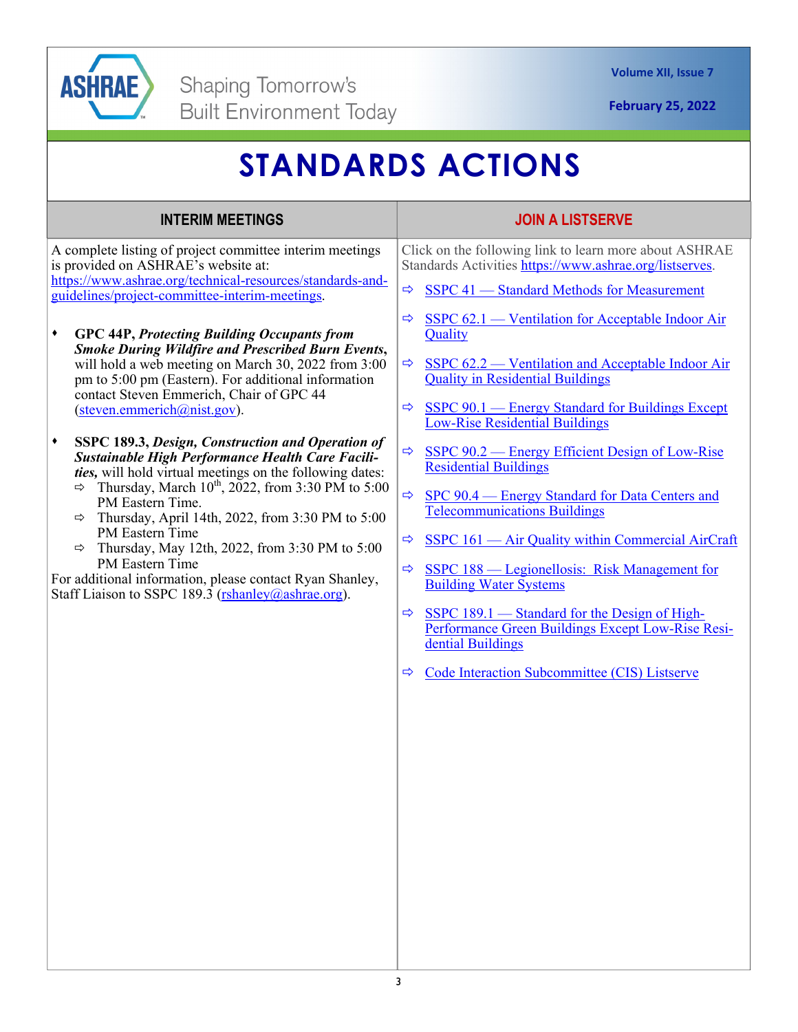# STANDARDS ACTIONS

## INTERIM MEETINGS

A complete listing of project committee interim meetings is provided on ASHRAE's website at: https://www.ashrae.org/technical-resources/standards-and-guidelines/project-committee-interim-meetings.

- **GPC 44P, *Protecting Building Occupants from Smoke During Wildfire and Prescribed Burn Events*,** will hold a web meeting on March 30, 2022 from 3:00 pm to 5:00 pm (Eastern). For additional information contact Steven Emmerich, Chair of GPC 44 (steven.emmerich@nist.gov).

- **SSPC 189.3, *Design, Construction and Operation of Sustainable High Performance Health Care Facilities*,** will hold virtual meetings on the following dates:
  - ⇨ Thursday, March 10th, 2022, from 3:30 PM to 5:00 PM Eastern Time.
  - ⇨ Thursday, April 14th, 2022, from 3:30 PM to 5:00 PM Eastern Time
  - ⇨ Thursday, May 12th, 2022, from 3:30 PM to 5:00 PM Eastern Time

For additional information, please contact Ryan Shanley, Staff Liaison to SSPC 189.3 (rshanley@ashrae.org).

## JOIN A LISTSERVE

Click on the following link to learn more about ASHRAE Standards Activities https://www.ashrae.org/listserves.

- ⇨ SSPC 41 — Standard Methods for Measurement
- ⇨ SSPC 62.1 — Ventilation for Acceptable Indoor Air Quality
- ⇨ SSPC 62.2 — Ventilation and Acceptable Indoor Air Quality in Residential Buildings
- ⇨ SSPC 90.1 — Energy Standard for Buildings Except Low-Rise Residential Buildings
- ⇨ SSPC 90.2 — Energy Efficient Design of Low-Rise Residential Buildings
- ⇨ SPC 90.4 — Energy Standard for Data Centers and Telecommunications Buildings
- ⇨ SSPC 161 — Air Quality within Commercial AirCraft
- ⇨ SSPC 188 — Legionellosis: Risk Management for Building Water Systems
- ⇨ SSPC 189.1 — Standard for the Design of High-Performance Green Buildings Except Low-Rise Residential Buildings
- ⇨ Code Interaction Subcommittee (CIS) Listserve